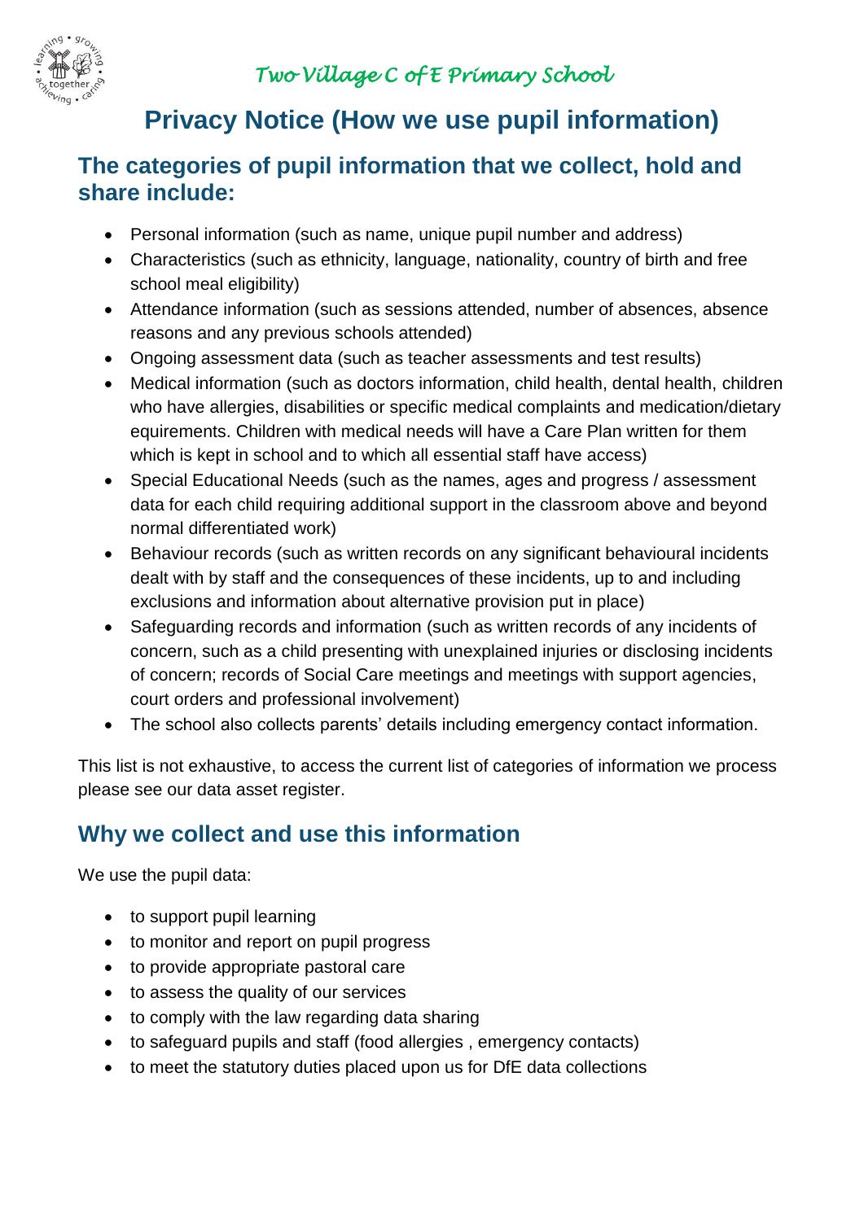*Two Village C of E Primary School*

# Privacy Notice (How we use pupil information)

## The categories of pupil information that we collect, hold and share include:

- Personal information (such as name, unique pupil number and address)
- Characteristics (such as ethnicity, language, nationality, country of birth and free school meal eligibility)
- Attendance information (such as sessions attended, number of absences, absence reasons and any previous schools attended)
- Ongoing assessment data (such as teacher assessments and test results)
- Medical information (such as doctors information, child health, dental health, children who have allergies, disabilities or specific medical complaints and medication/dietary equirements. Children with medical needs will have a Care Plan written for them which is kept in school and to which all essential staff have access)
- Special Educational Needs (such as the names, ages and progress / assessment data for each child requiring additional support in the classroom above and beyond normal differentiated work)
- Behaviour records (such as written records on any significant behavioural incidents dealt with by staff and the consequences of these incidents, up to and including exclusions and information about alternative provision put in place)
- Safeguarding records and information (such as written records of any incidents of concern, such as a child presenting with unexplained injuries or disclosing incidents of concern; records of Social Care meetings and meetings with support agencies, court orders and professional involvement)
- The school also collects parents' details including emergency contact information.

This list is not exhaustive, to access the current list of categories of information we process please see our data asset register.

## Why we collect and use this information

We use the pupil data:

- to support pupil learning
- to monitor and report on pupil progress
- to provide appropriate pastoral care
- to assess the quality of our services
- to comply with the law regarding data sharing
- to safeguard pupils and staff (food allergies , emergency contacts)
- to meet the statutory duties placed upon us for DfE data collections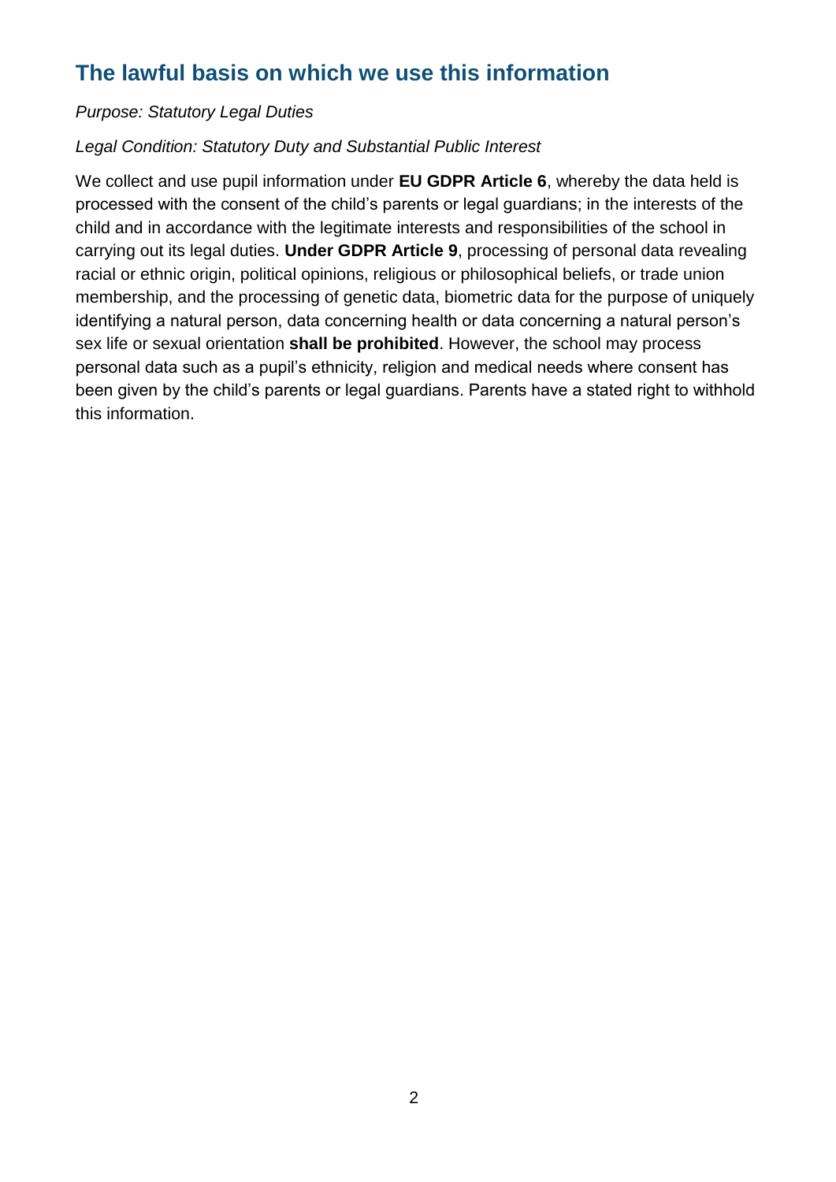## The lawful basis on which we use this information

*Purpose: Statutory Legal Duties*

*Legal Condition: Statutory Duty and Substantial Public Interest*

We collect and use pupil information under **EU GDPR Article 6**, whereby the data held is processed with the consent of the child's parents or legal guardians; in the interests of the child and in accordance with the legitimate interests and responsibilities of the school in carrying out its legal duties. **Under GDPR Article 9**, processing of personal data revealing racial or ethnic origin, political opinions, religious or philosophical beliefs, or trade union membership, and the processing of genetic data, biometric data for the purpose of uniquely identifying a natural person, data concerning health or data concerning a natural person's sex life or sexual orientation **shall be prohibited**. However, the school may process personal data such as a pupil's ethnicity, religion and medical needs where consent has been given by the child's parents or legal guardians. Parents have a stated right to withhold this information.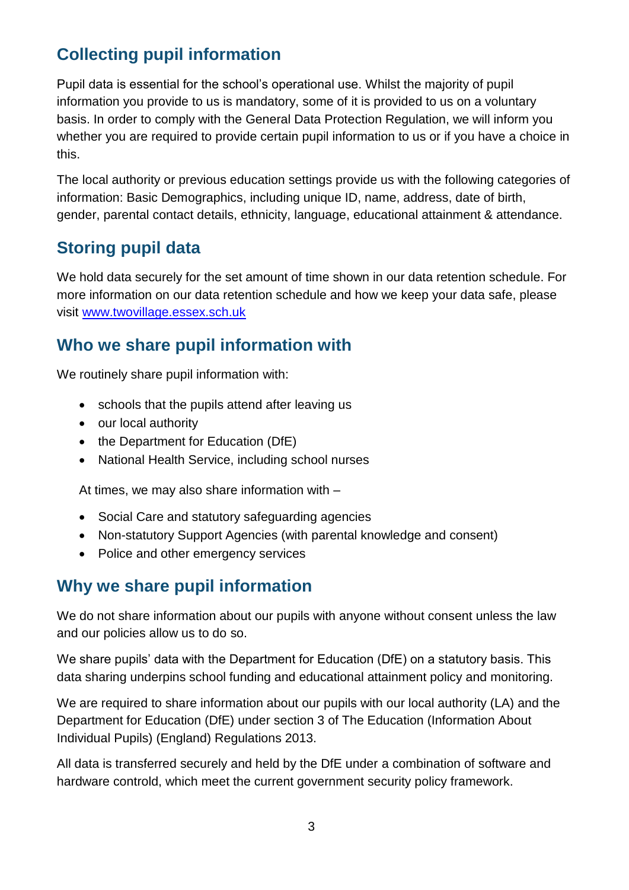## Collecting pupil information

Pupil data is essential for the school's operational use. Whilst the majority of pupil information you provide to us is mandatory, some of it is provided to us on a voluntary basis. In order to comply with the General Data Protection Regulation, we will inform you whether you are required to provide certain pupil information to us or if you have a choice in this.

The local authority or previous education settings provide us with the following categories of information: Basic Demographics, including unique ID, name, address, date of birth, gender, parental contact details, ethnicity, language, educational attainment & attendance.

## Storing pupil data

We hold data securely for the set amount of time shown in our data retention schedule. For more information on our data retention schedule and how we keep your data safe, please visit [www.twovillage.essex.sch.uk](http://www.twovillage.essex.sch.uk)

## Who we share pupil information with

We routinely share pupil information with:

- schools that the pupils attend after leaving us
- our local authority
- the Department for Education (DfE)
- National Health Service, including school nurses

At times, we may also share information with –

- Social Care and statutory safeguarding agencies
- Non-statutory Support Agencies (with parental knowledge and consent)
- Police and other emergency services

## Why we share pupil information

We do not share information about our pupils with anyone without consent unless the law and our policies allow us to do so.

We share pupils' data with the Department for Education (DfE) on a statutory basis. This data sharing underpins school funding and educational attainment policy and monitoring.

We are required to share information about our pupils with our local authority (LA) and the Department for Education (DfE) under section 3 of The Education (Information About Individual Pupils) (England) Regulations 2013.

All data is transferred securely and held by the DfE under a combination of software and hardware controld, which meet the current government security policy framework.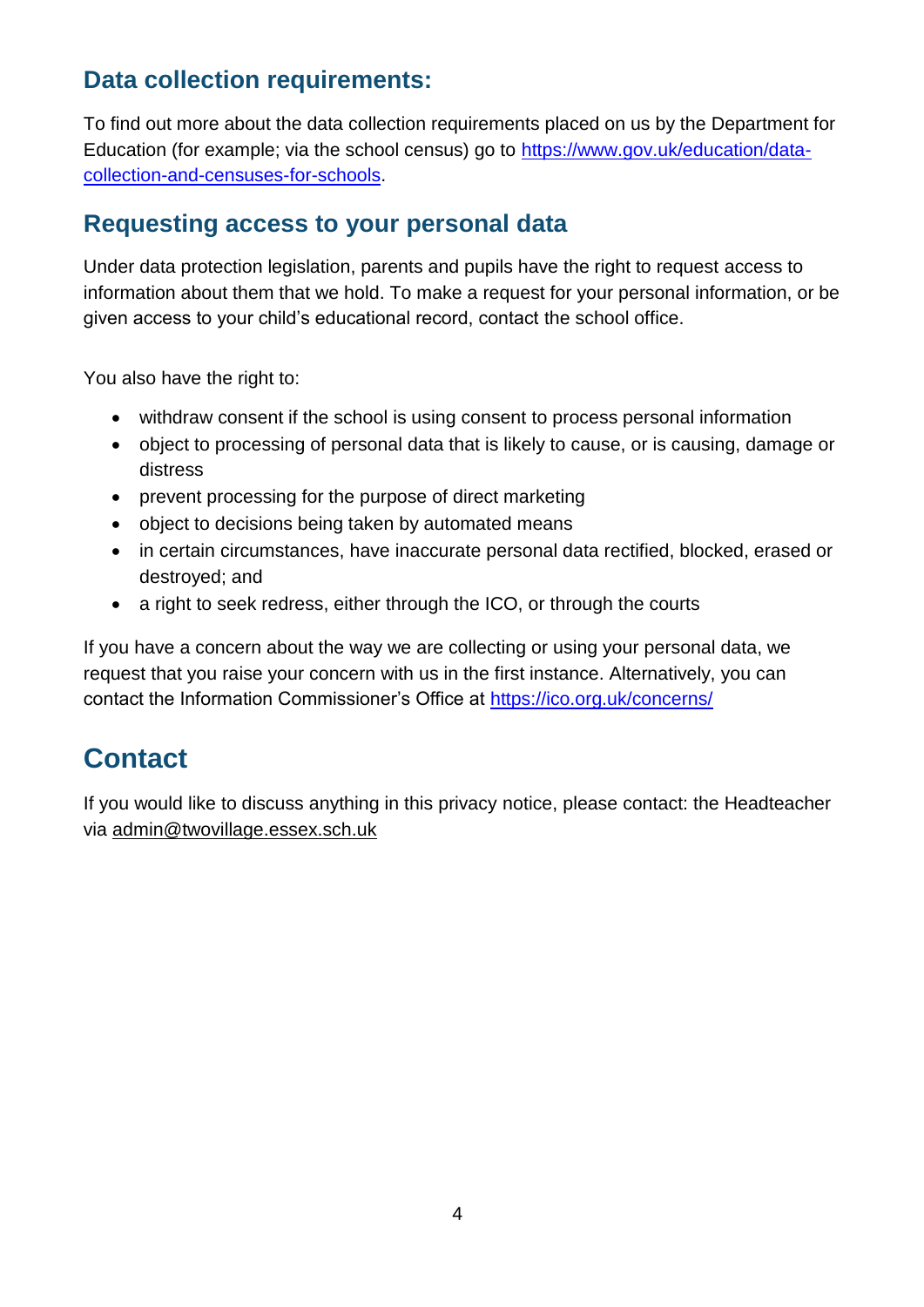### Data collection requirements:

To find out more about the data collection requirements placed on us by the Department for Education (for example; via the school census) go to https://www.gov.uk/education/data-collection-and-censuses-for-schools.

### Requesting access to your personal data

Under data protection legislation, parents and pupils have the right to request access to information about them that we hold. To make a request for your personal information, or be given access to your child's educational record, contact the school office.

You also have the right to:

- withdraw consent if the school is using consent to process personal information
- object to processing of personal data that is likely to cause, or is causing, damage or distress
- prevent processing for the purpose of direct marketing
- object to decisions being taken by automated means
- in certain circumstances, have inaccurate personal data rectified, blocked, erased or destroyed; and
- a right to seek redress, either through the ICO, or through the courts

If you have a concern about the way we are collecting or using your personal data, we request that you raise your concern with us in the first instance. Alternatively, you can contact the Information Commissioner's Office at https://ico.org.uk/concerns/

## Contact

If you would like to discuss anything in this privacy notice, please contact: the Headteacher via admin@twovillage.essex.sch.uk